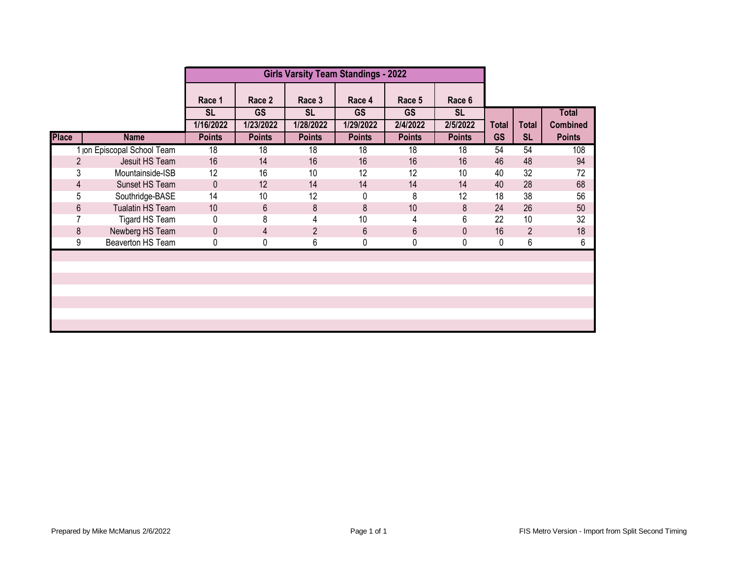| Place | Name | Race 1 SL 1/16/2022 Points | Race 2 GS 1/23/2022 Points | Race 3 SL 1/28/2022 Points | Race 4 GS 1/29/2022 Points | Race 5 GS 2/4/2022 Points | Race 6 SL 2/5/2022 Points | Total GS | Total SL | Total Combined Points |
|---|---|---|---|---|---|---|---|---|---|---|
| 1 | on Episcopal School Team | 18 | 18 | 18 | 18 | 18 | 18 | 54 | 54 | 108 |
| 2 | Jesuit HS Team | 16 | 14 | 16 | 16 | 16 | 16 | 46 | 48 | 94 |
| 3 | Mountainside-ISB | 12 | 16 | 10 | 12 | 12 | 10 | 40 | 32 | 72 |
| 4 | Sunset HS Team | 0 | 12 | 14 | 14 | 14 | 14 | 40 | 28 | 68 |
| 5 | Southridge-BASE | 14 | 10 | 12 | 0 | 8 | 12 | 18 | 38 | 56 |
| 6 | Tualatin HS Team | 10 | 6 | 8 | 8 | 10 | 8 | 24 | 26 | 50 |
| 7 | Tigard HS Team | 0 | 8 | 4 | 10 | 4 | 6 | 22 | 10 | 32 |
| 8 | Newberg HS Team | 0 | 4 | 2 | 6 | 6 | 0 | 16 | 2 | 18 |
| 9 | Beaverton HS Team | 0 | 0 | 6 | 0 | 0 | 0 | 0 | 6 | 6 |

Girls Varsity Team Standings - 2022

Prepared by Mike McManus 2/6/2022

FIS Metro Version - Import from Split Second Timing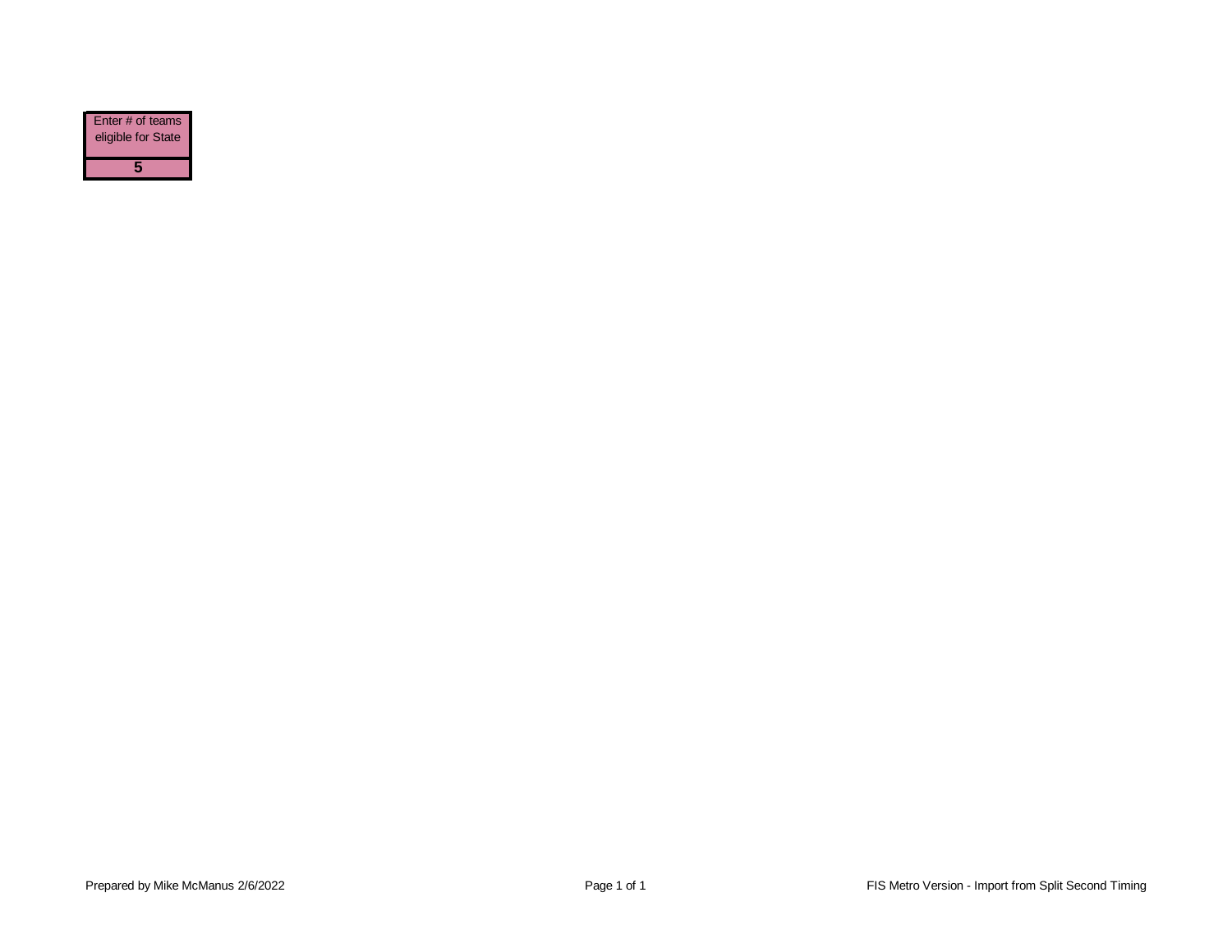| Enter # of teams eligible for State |
| --- |
| **5** |